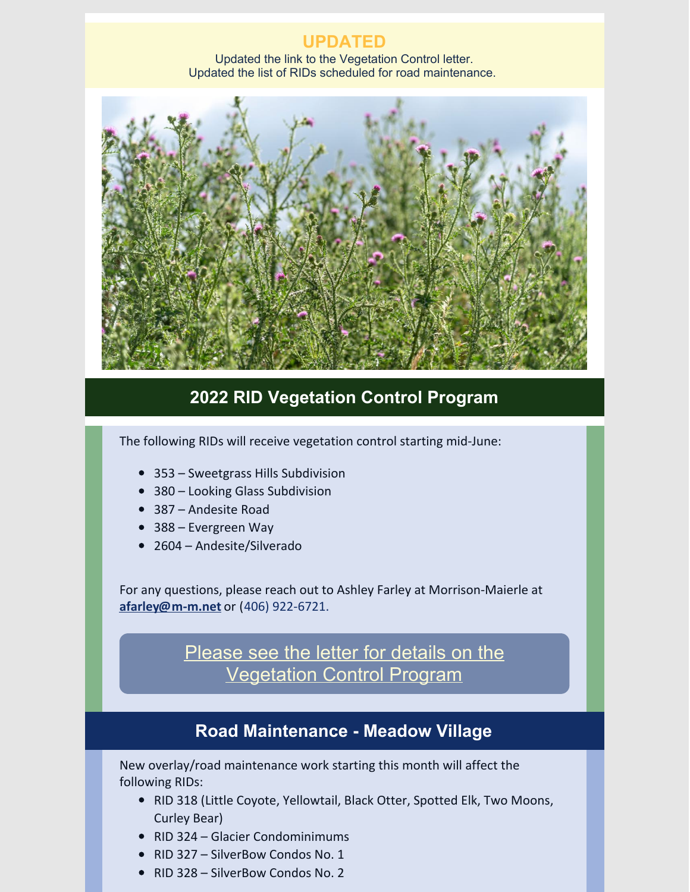**UPDATED**

Updated the link to the Vegetation Control letter.
Updated the list of RIDs scheduled for road maintenance.

## 2022 RID Vegetation Control Program

The following RIDs will receive vegetation control starting mid-June:

- 353 – Sweetgrass Hills Subdivision
- 380 – Looking Glass Subdivision
- 387 – Andesite Road
- 388 – Evergreen Way
- 2604 – Andesite/Silverado

For any questions, please reach out to Ashley Farley at Morrison-Maierle at **afarley@m-m.net** or (406) 922-6721.

Please see the letter for details on the Vegetation Control Program

## Road Maintenance - Meadow Village

New overlay/road maintenance work starting this month will affect the following RIDs:

- RID 318 (Little Coyote, Yellowtail, Black Otter, Spotted Elk, Two Moons, Curley Bear)
- RID 324 – Glacier Condominimums
- RID 327 – SilverBow Condos No. 1
- RID 328 – SilverBow Condos No. 2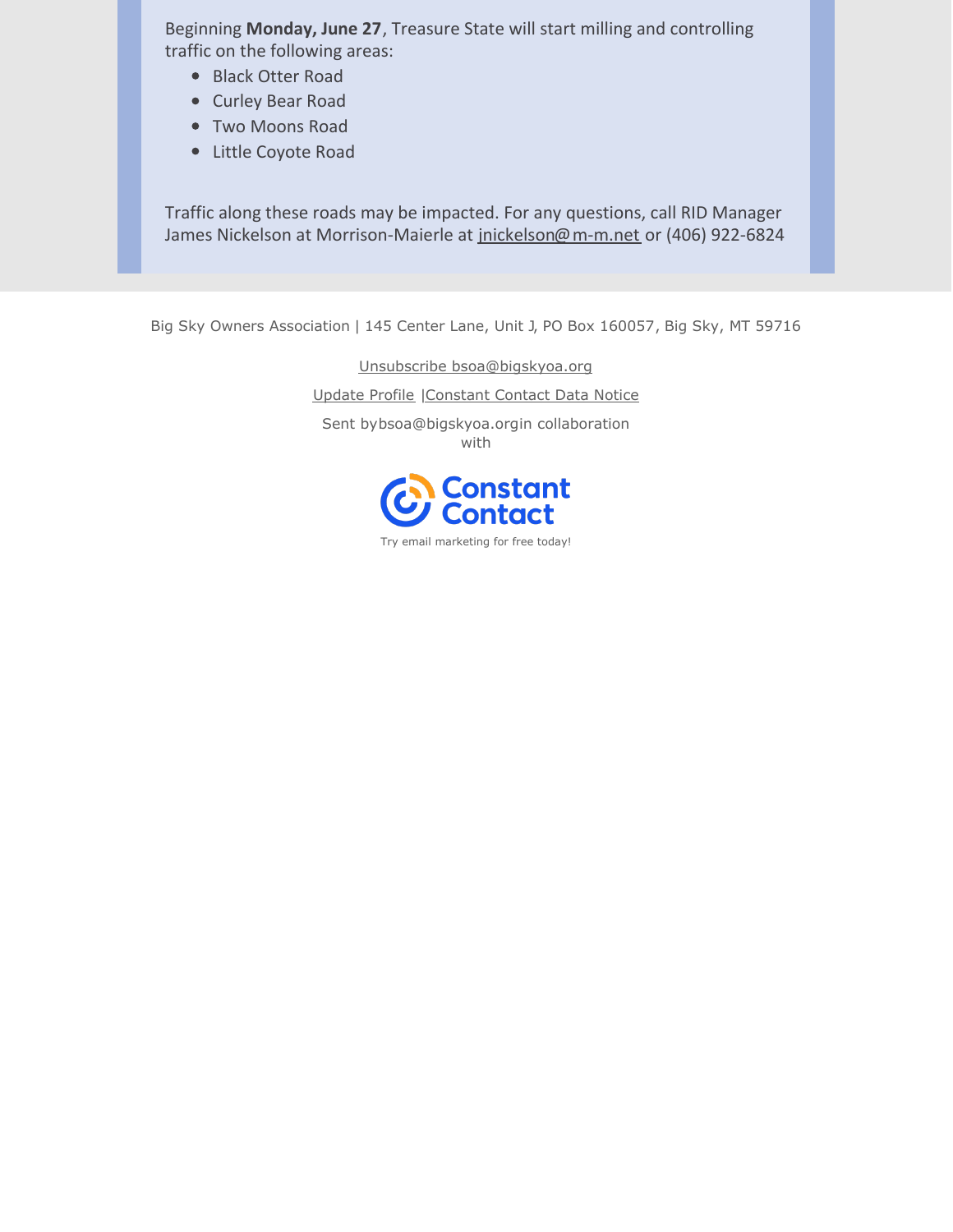Beginning **Monday, June 27**, Treasure State will start milling and controlling traffic on the following areas:

- Black Otter Road
- Curley Bear Road
- Two Moons Road
- Little Coyote Road

Traffic along these roads may be impacted. For any questions, call RID Manager James Nickelson at Morrison-Maierle at jnickelson@m-m.net or (406) 922-6824

Big Sky Owners Association | 145 Center Lane, Unit J, PO Box 160057, Big Sky, MT 59716

Unsubscribe bsoa@bigskyoa.org

Update Profile |Constant Contact Data Notice

Sent bybsoa@bigskyoa.orgin collaboration with

Constant Contact

Try email marketing for free today!